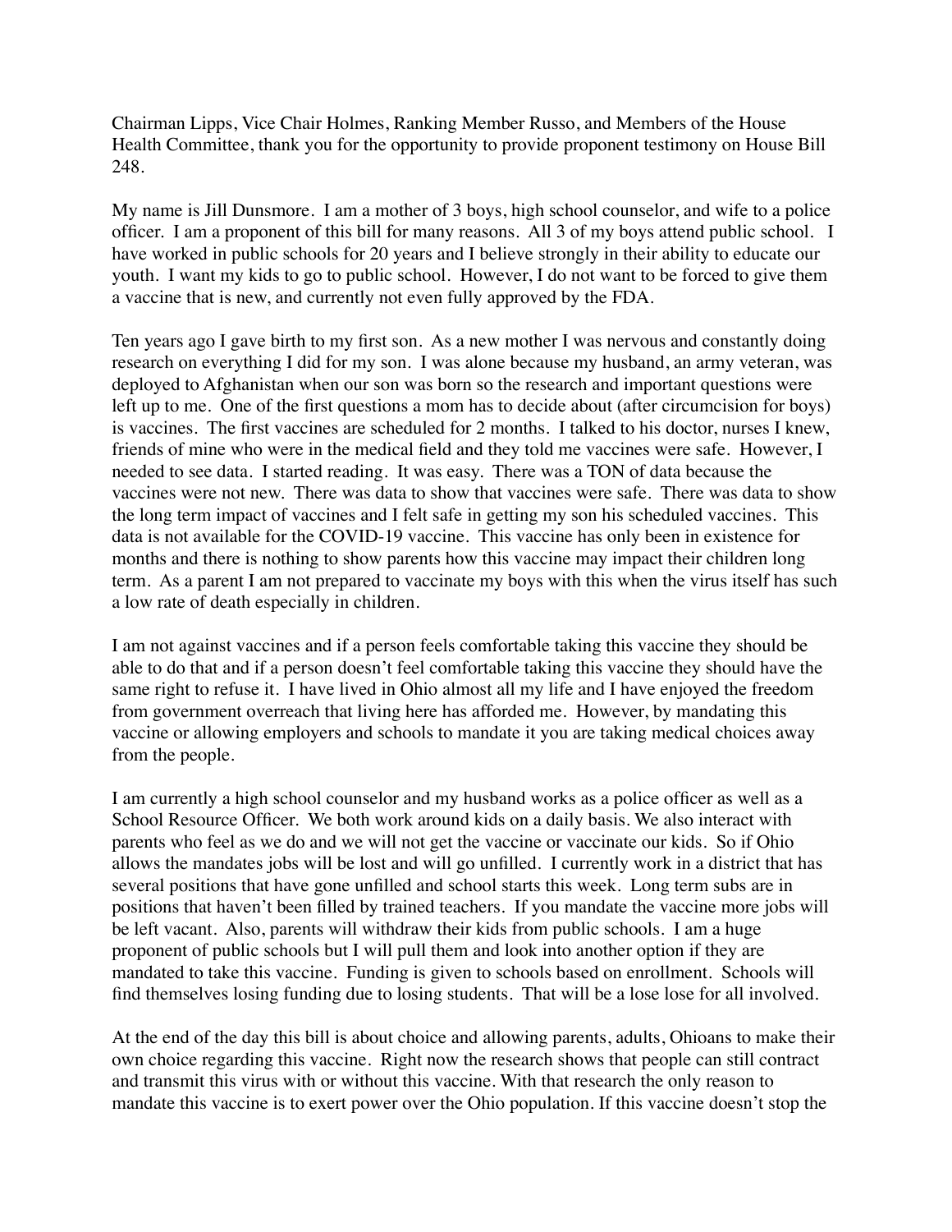Chairman Lipps, Vice Chair Holmes, Ranking Member Russo, and Members of the House Health Committee, thank you for the opportunity to provide proponent testimony on House Bill 248.

My name is Jill Dunsmore. I am a mother of 3 boys, high school counselor, and wife to a police officer. I am a proponent of this bill for many reasons. All 3 of my boys attend public school. I have worked in public schools for 20 years and I believe strongly in their ability to educate our youth. I want my kids to go to public school. However, I do not want to be forced to give them a vaccine that is new, and currently not even fully approved by the FDA.

Ten years ago I gave birth to my first son. As a new mother I was nervous and constantly doing research on everything I did for my son. I was alone because my husband, an army veteran, was deployed to Afghanistan when our son was born so the research and important questions were left up to me. One of the first questions a mom has to decide about (after circumcision for boys) is vaccines. The first vaccines are scheduled for 2 months. I talked to his doctor, nurses I knew, friends of mine who were in the medical field and they told me vaccines were safe. However, I needed to see data. I started reading. It was easy. There was a TON of data because the vaccines were not new. There was data to show that vaccines were safe. There was data to show the long term impact of vaccines and I felt safe in getting my son his scheduled vaccines. This data is not available for the COVID-19 vaccine. This vaccine has only been in existence for months and there is nothing to show parents how this vaccine may impact their children long term. As a parent I am not prepared to vaccinate my boys with this when the virus itself has such a low rate of death especially in children.

I am not against vaccines and if a person feels comfortable taking this vaccine they should be able to do that and if a person doesn't feel comfortable taking this vaccine they should have the same right to refuse it. I have lived in Ohio almost all my life and I have enjoyed the freedom from government overreach that living here has afforded me. However, by mandating this vaccine or allowing employers and schools to mandate it you are taking medical choices away from the people.

I am currently a high school counselor and my husband works as a police officer as well as a School Resource Officer. We both work around kids on a daily basis. We also interact with parents who feel as we do and we will not get the vaccine or vaccinate our kids. So if Ohio allows the mandates jobs will be lost and will go unfilled. I currently work in a district that has several positions that have gone unfilled and school starts this week. Long term subs are in positions that haven't been filled by trained teachers. If you mandate the vaccine more jobs will be left vacant. Also, parents will withdraw their kids from public schools. I am a huge proponent of public schools but I will pull them and look into another option if they are mandated to take this vaccine. Funding is given to schools based on enrollment. Schools will find themselves losing funding due to losing students. That will be a lose lose for all involved.

At the end of the day this bill is about choice and allowing parents, adults, Ohioans to make their own choice regarding this vaccine. Right now the research shows that people can still contract and transmit this virus with or without this vaccine. With that research the only reason to mandate this vaccine is to exert power over the Ohio population. If this vaccine doesn't stop the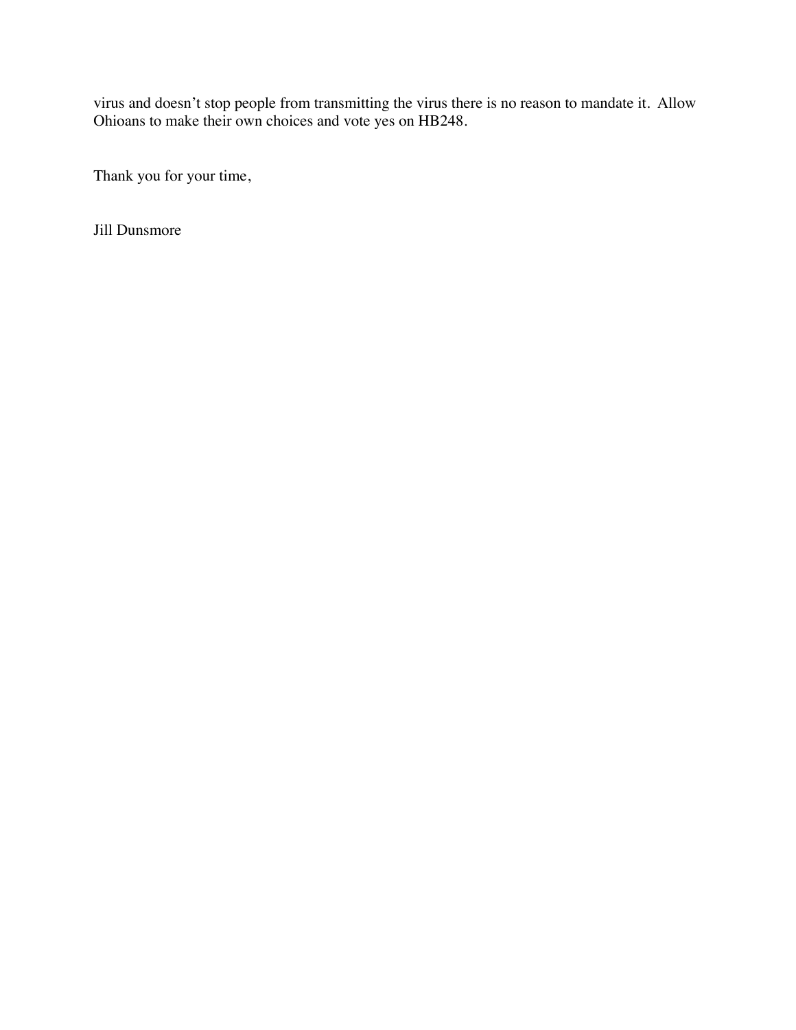virus and doesn't stop people from transmitting the virus there is no reason to mandate it. Allow Ohioans to make their own choices and vote yes on HB248.

Thank you for your time,

Jill Dunsmore